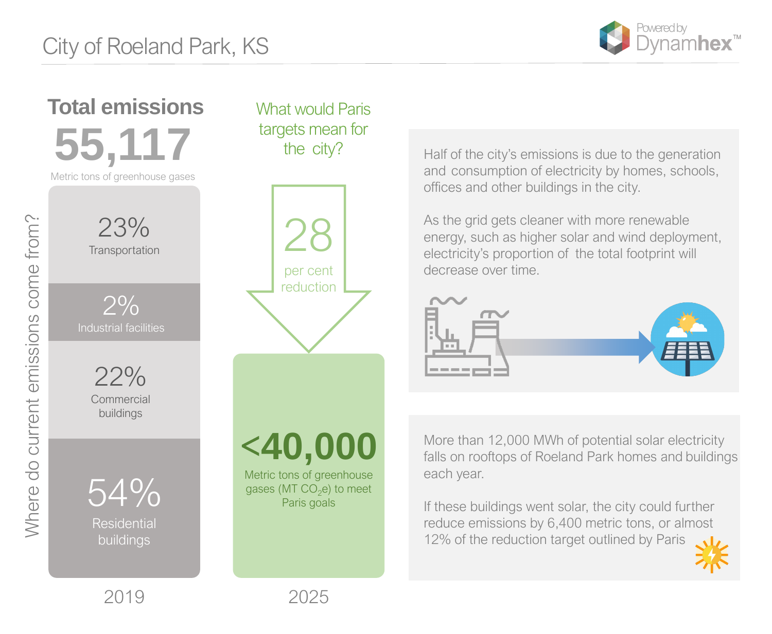# City of Roeland Park, KS

Powered by Dynamhex™

## Total emissions

**55,117**

Metric tons of greenhouse gases

### Where do current emissions come from?

**2019**

- 23% Transportation
- 2% Industrial facilities
- 22% Commercial buildings
- 54% Residential buildings

## What would Paris targets mean for the city?

**28** per cent reduction

**2025**

**<40,000**

Metric tons of greenhouse gases (MT $CO_2$e) to meet Paris goals

Half of the city's emissions is due to the generation and consumption of electricity by homes, schools, offices and other buildings in the city.

As the grid gets cleaner with more renewable energy, such as higher solar and wind deployment, electricity's proportion of the total footprint will decrease over time.

More than 12,000 MWh of potential solar electricity falls on rooftops of Roeland Park homes and buildings each year.

If these buildings went solar, the city could further reduce emissions by 6,400 metric tons, or almost 12% of the reduction target outlined by Paris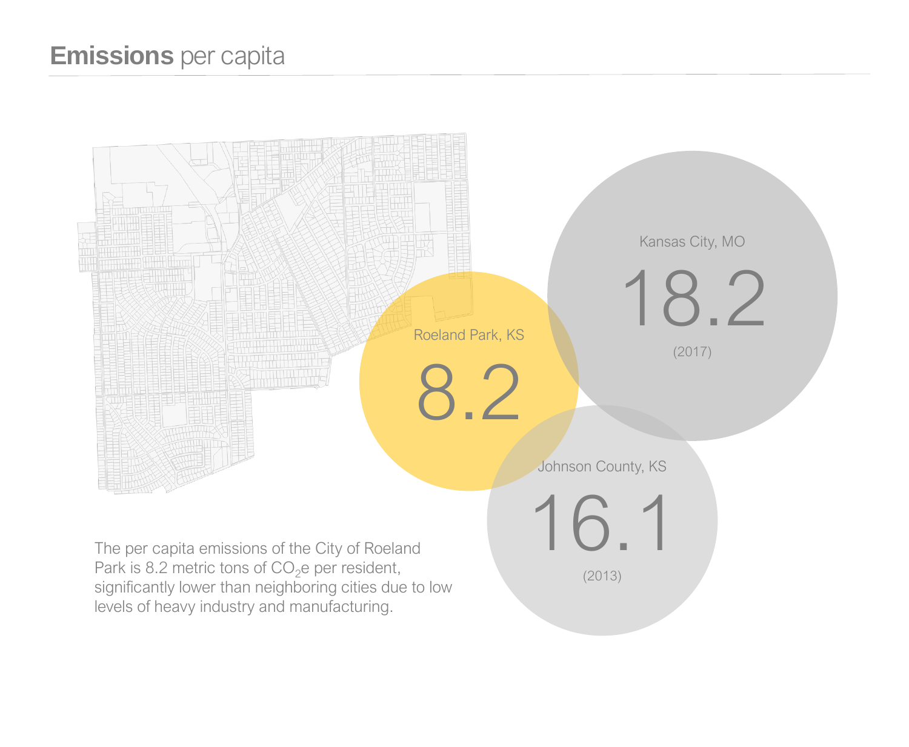# **Emissions** per capita

Roeland Park, KS

8.2

Kansas City, MO

18.2

(2017)

Johnson County, KS

16.1

(2013)

The per capita emissions of the City of Roeland Park is 8.2 metric tons of $CO_2$e per resident, significantly lower than neighboring cities due to low levels of heavy industry and manufacturing.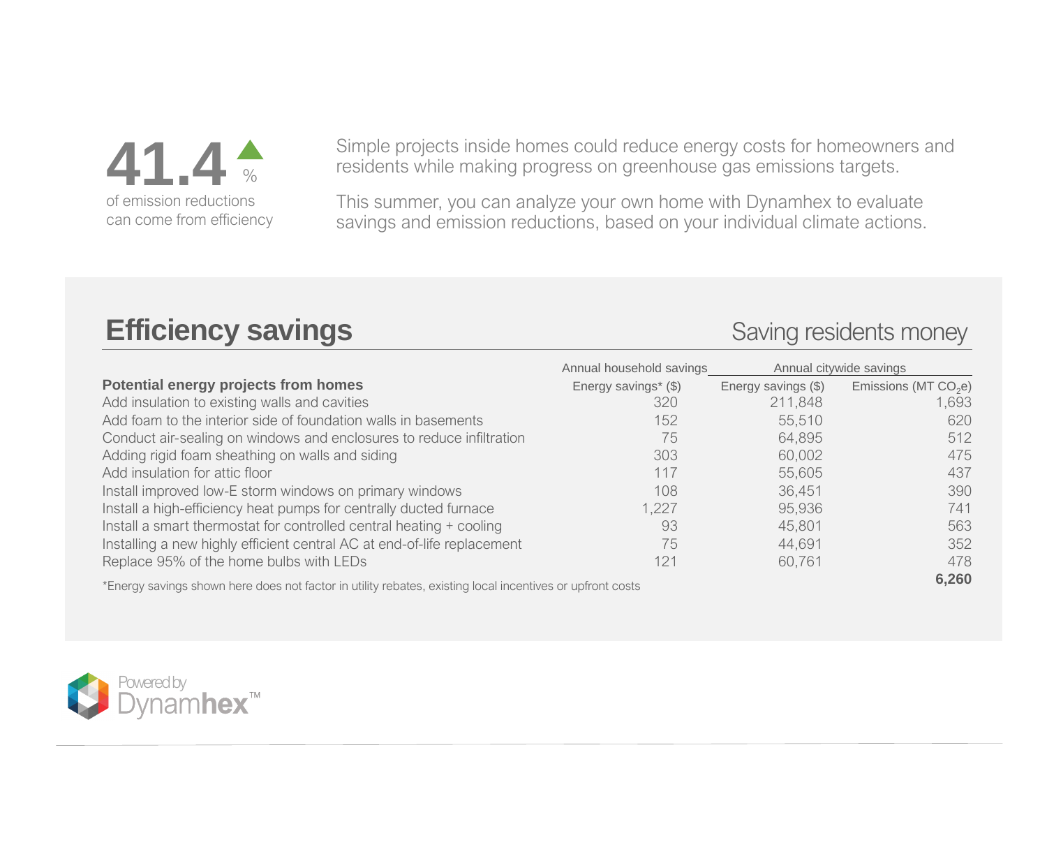**41.4** %

of emission reductions can come from efficiency

Simple projects inside homes could reduce energy costs for homeowners and residents while making progress on greenhouse gas emissions targets.

This summer, you can analyze your own home with Dynamhex to evaluate savings and emission reductions, based on your individual climate actions.

## Efficiency savings

Saving residents money

| | Annual household savings | Annual citywide savings | |
|---|---|---|---|
| **Potential energy projects from homes** | Energy savings* ($) | Energy savings ($) | Emissions (MT $CO_2e$) |
| Add insulation to existing walls and cavities | 320 | 211,848 | 1,693 |
| Add foam to the interior side of foundation walls in basements | 152 | 55,510 | 620 |
| Conduct air-sealing on windows and enclosures to reduce infiltration | 75 | 64,895 | 512 |
| Adding rigid foam sheathing on walls and siding | 303 | 60,002 | 475 |
| Add insulation for attic floor | 117 | 55,605 | 437 |
| Install improved low-E storm windows on primary windows | 108 | 36,451 | 390 |
| Install a high-efficiency heat pumps for centrally ducted furnace | 1,227 | 95,936 | 741 |
| Install a smart thermostat for controlled central heating + cooling | 93 | 45,801 | 563 |
| Installing a new highly efficient central AC at end-of-life replacement | 75 | 44,691 | 352 |
| Replace 95% of the home bulbs with LEDs | 121 | 60,761 | 478 |
| | | | **6,260** |

*Energy savings shown here does not factor in utility rebates, existing local incentives or upfront costs

Powered by Dynamhex™